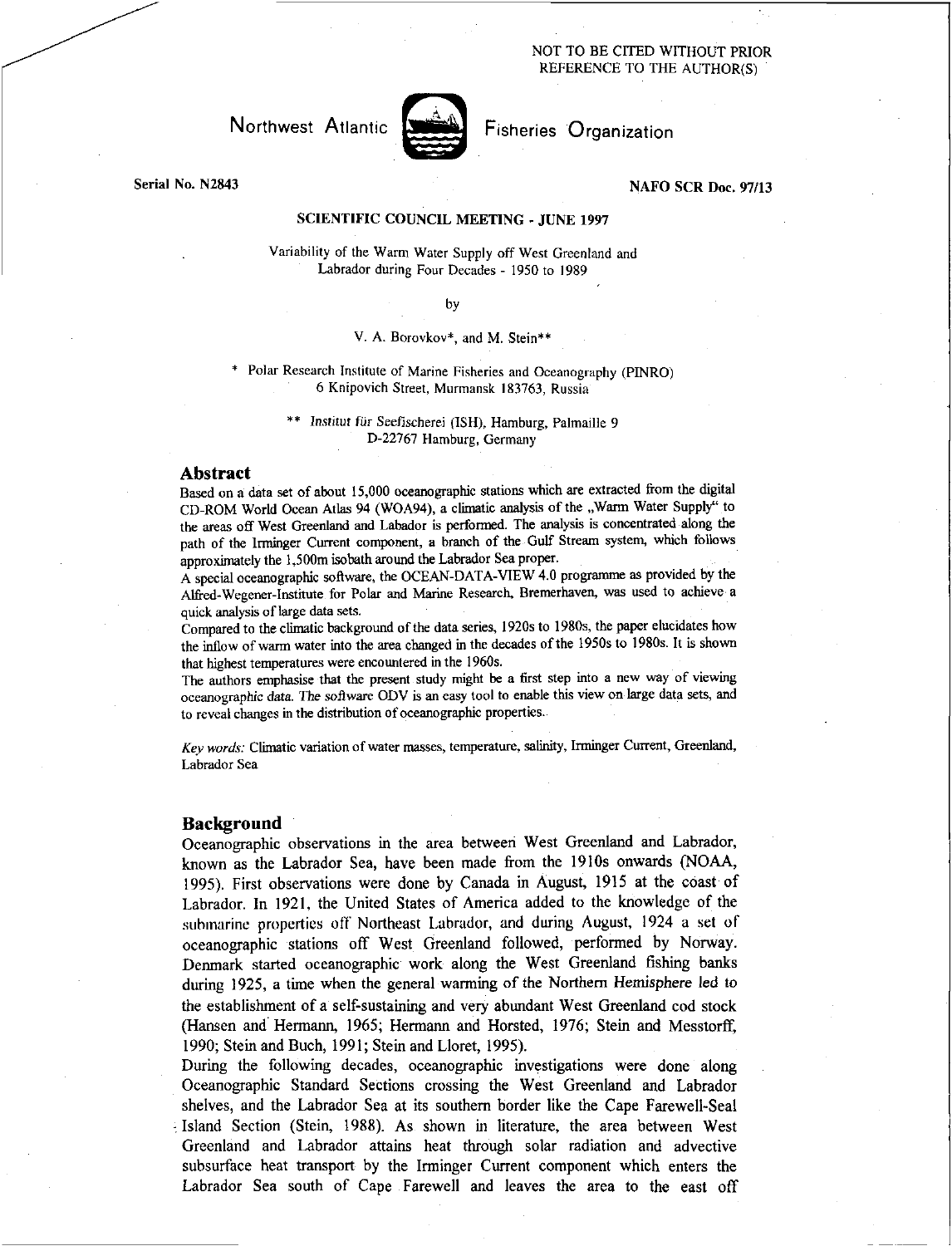NOT TO BE CITED WITHOUT PRIOR REFERENCE TO THE AUTHOR(S)

Northwest Atlantic Fisheries Organization

Serial No. N2843

NAFO SCR Doc. 97/13

**SCIENTIFIC COUNCIL MEETING - JUNE 1997**

Variability of the Warm Water Supply off West Greenland and Labrador during Four Decades - 1950 to 1989

by

V. A. Borovkov*, and M. Stein**

\* Polar Research Institute of Marine Fisheries and Oceanography (PINRO)
6 Knipovich Street, Murmansk 183763, Russia

\** Institut für Seefischerei (ISH), Hamburg, Palmaille 9
D-22767 Hamburg, Germany

## Abstract

Based on a data set of about 15,000 oceanographic stations which are extracted from the digital CD-ROM World Ocean Atlas 94 (WOA94), a climatic analysis of the „Warm Water Supply" to the areas off West Greenland and Labador is performed. The analysis is concentrated along the path of the Irminger Current component, a branch of the Gulf Stream system, which follows approximately the 1,500m isobath around the Labrador Sea proper.

A special oceanographic software, the OCEAN-DATA-VIEW 4.0 programme as provided by the Alfred-Wegener-Institute for Polar and Marine Research, Bremerhaven, was used to achieve a quick analysis of large data sets.

Compared to the climatic background of the data series, 1920s to 1980s, the paper elucidates how the inflow of warm water into the area changed in the decades of the 1950s to 1980s. It is shown that highest temperatures were encountered in the 1960s.

The authors emphasise that the present study might be a first step into a new way of viewing oceanographic data. The software ODV is an easy tool to enable this view on large data sets, and to reveal changes in the distribution of oceanographic properties.

*Key words:* Climatic variation of water masses, temperature, salinity, Irminger Current, Greenland, Labrador Sea

## Background

Oceanographic observations in the area between West Greenland and Labrador, known as the Labrador Sea, have been made from the 1910s onwards (NOAA, 1995). First observations were done by Canada in August, 1915 at the coast of Labrador. In 1921, the United States of America added to the knowledge of the submarine properties off Northeast Labrador, and during August, 1924 a set of oceanographic stations off West Greenland followed, performed by Norway. Denmark started oceanographic work along the West Greenland fishing banks during 1925, a time when the general warming of the Northern Hemisphere led to the establishment of a self-sustaining and very abundant West Greenland cod stock (Hansen and Hermann, 1965; Hermann and Horsted, 1976; Stein and Messtorff, 1990; Stein and Buch, 1991; Stein and Lloret, 1995).

During the following decades, oceanographic investigations were done along Oceanographic Standard Sections crossing the West Greenland and Labrador shelves, and the Labrador Sea at its southern border like the Cape Farewell-Seal Island Section (Stein, 1988). As shown in literature, the area between West Greenland and Labrador attains heat through solar radiation and advective subsurface heat transport by the Irminger Current component which enters the Labrador Sea south of Cape Farewell and leaves the area to the east off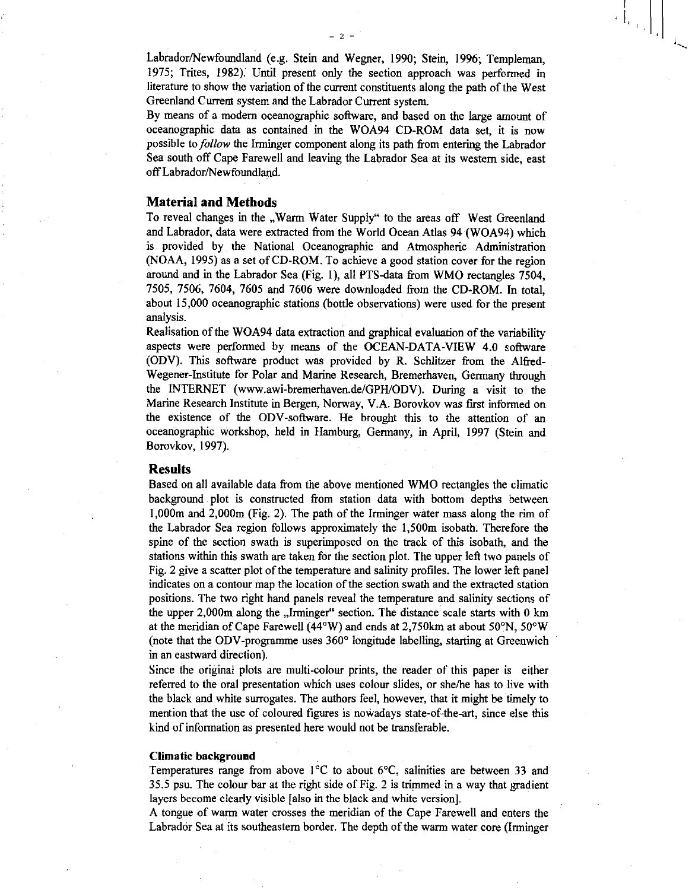Labrador/Newfoundland (e.g. Stein and Wegner, 1990; Stein, 1996; Templeman, 1975; Trites, 1982). Until present only the section approach was performed in literature to show the variation of the current constituents along the path of the West Greenland Current system and the Labrador Current system.

By means of a modern oceanographic software, and based on the large amount of oceanographic data as contained in the WOA94 CD-ROM data set, it is now possible to *follow* the Irminger component along its path from entering the Labrador Sea south off Cape Farewell and leaving the Labrador Sea at its western side, east off Labrador/Newfoundland.

## Material and Methods

To reveal changes in the „Warm Water Supply" to the areas off West Greenland and Labrador, data were extracted from the World Ocean Atlas 94 (WOA94) which is provided by the National Oceanographic and Atmospheric Administration (NOAA, 1995) as a set of CD-ROM. To achieve a good station cover for the region around and in the Labrador Sea (Fig. 1), all PTS-data from WMO rectangles 7504, 7505, 7506, 7604, 7605 and 7606 were downloaded from the CD-ROM. In total, about 15,000 oceanographic stations (bottle observations) were used for the present analysis.

Realisation of the WOA94 data extraction and graphical evaluation of the variability aspects were performed by means of the OCEAN-DATA-VIEW 4.0 software (ODV). This software product was provided by R. Schlitzer from the Alfred-Wegener-Institute for Polar and Marine Research, Bremerhaven, Germany through the INTERNET (www.awi-bremerhaven.de/GPH/ODV). During a visit to the Marine Research Institute in Bergen, Norway, V.A. Borovkov was first informed on the existence of the ODV-software. He brought this to the attention of an oceanographic workshop, held in Hamburg, Germany, in April, 1997 (Stein and Borovkov, 1997).

## Results

Based on all available data from the above mentioned WMO rectangles the climatic background plot is constructed from station data with bottom depths between 1,000m and 2,000m (Fig. 2). The path of the Irminger water mass along the rim of the Labrador Sea region follows approximately the 1,500m isobath. Therefore the spine of the section swath is superimposed on the track of this isobath, and the stations within this swath are taken for the section plot. The upper left two panels of Fig. 2 give a scatter plot of the temperature and salinity profiles. The lower left panel indicates on a contour map the location of the section swath and the extracted station positions. The two right hand panels reveal the temperature and salinity sections of the upper 2,000m along the „Irminger" section. The distance scale starts with 0 km at the meridian of Cape Farewell (44°W) and ends at 2,750km at about 50°N, 50°W (note that the ODV-programme uses 360° longitude labelling, starting at Greenwich in an eastward direction).

Since the original plots are multi-colour prints, the reader of this paper is either referred to the oral presentation which uses colour slides, or she/he has to live with the black and white surrogates. The authors feel, however, that it might be timely to mention that the use of coloured figures is nowadays state-of-the-art, since else this kind of information as presented here would not be transferable.

### Climatic background

Temperatures range from above 1°C to about 6°C, salinities are between 33 and 35.5 psu. The colour bar at the right side of Fig. 2 is trimmed in a way that gradient layers become clearly visible [also in the black and white version].

A tongue of warm water crosses the meridian of the Cape Farewell and enters the Labrador Sea at its southeastern border. The depth of the warm water core (Irminger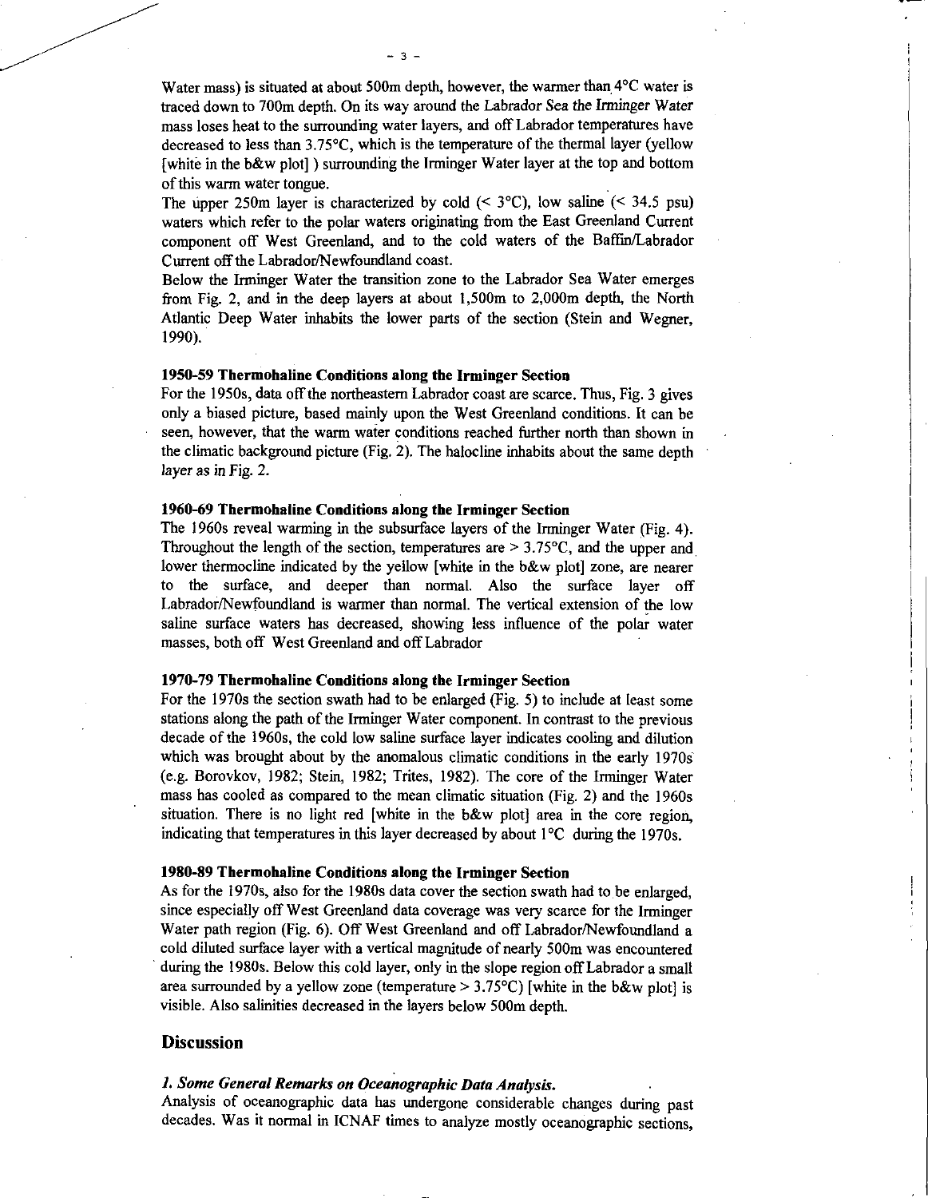Water mass) is situated at about 500m depth, however, the warmer than 4°C water is traced down to 700m depth. On its way around the Labrador Sea the Irminger Water mass loses heat to the surrounding water layers, and off Labrador temperatures have decreased to less than 3.75°C, which is the temperature of the thermal layer (yellow [white in the b&w plot] ) surrounding the Irminger Water layer at the top and bottom of this warm water tongue.

The upper 250m layer is characterized by cold (< 3°C), low saline (< 34.5 psu) waters which refer to the polar waters originating from the East Greenland Current component off West Greenland, and to the cold waters of the Baffin/Labrador Current off the Labrador/Newfoundland coast.

Below the Irminger Water the transition zone to the Labrador Sea Water emerges from Fig. 2, and in the deep layers at about 1,500m to 2,000m depth, the North Atlantic Deep Water inhabits the lower parts of the section (Stein and Wegner, 1990).

### 1950-59 Thermohaline Conditions along the Irminger Section

For the 1950s, data off the northeastern Labrador coast are scarce. Thus, Fig. 3 gives only a biased picture, based mainly upon the West Greenland conditions. It can be seen, however, that the warm water conditions reached further north than shown in the climatic background picture (Fig. 2). The halocline inhabits about the same depth layer as in Fig. 2.

### 1960-69 Thermohaline Conditions along the Irminger Section

The 1960s reveal warming in the subsurface layers of the Irminger Water (Fig. 4). Throughout the length of the section, temperatures are > 3.75°C, and the upper and lower thermocline indicated by the yellow [white in the b&w plot] zone, are nearer to the surface, and deeper than normal. Also the surface layer off Labrador/Newfoundland is warmer than normal. The vertical extension of the low saline surface waters has decreased, showing less influence of the polar water masses, both off West Greenland and off Labrador

### 1970-79 Thermohaline Conditions along the Irminger Section

For the 1970s the section swath had to be enlarged (Fig. 5) to include at least some stations along the path of the Irminger Water component. In contrast to the previous decade of the 1960s, the cold low saline surface layer indicates cooling and dilution which was brought about by the anomalous climatic conditions in the early 1970s (e.g. Borovkov, 1982; Stein, 1982; Trites, 1982). The core of the Irminger Water mass has cooled as compared to the mean climatic situation (Fig. 2) and the 1960s situation. There is no light red [white in the b&w plot] area in the core region, indicating that temperatures in this layer decreased by about 1°C during the 1970s.

### 1980-89 Thermohaline Conditions along the Irminger Section

As for the 1970s, also for the 1980s data cover the section swath had to be enlarged, since especially off West Greenland data coverage was very scarce for the Irminger Water path region (Fig. 6). Off West Greenland and off Labrador/Newfoundland a cold diluted surface layer with a vertical magnitude of nearly 500m was encountered during the 1980s. Below this cold layer, only in the slope region off Labrador a small area surrounded by a yellow zone (temperature > 3.75°C) [white in the b&w plot] is visible. Also salinities decreased in the layers below 500m depth.

## Discussion

### *1. Some General Remarks on Oceanographic Data Analysis.*

Analysis of oceanographic data has undergone considerable changes during past decades. Was it normal in ICNAF times to analyze mostly oceanographic sections,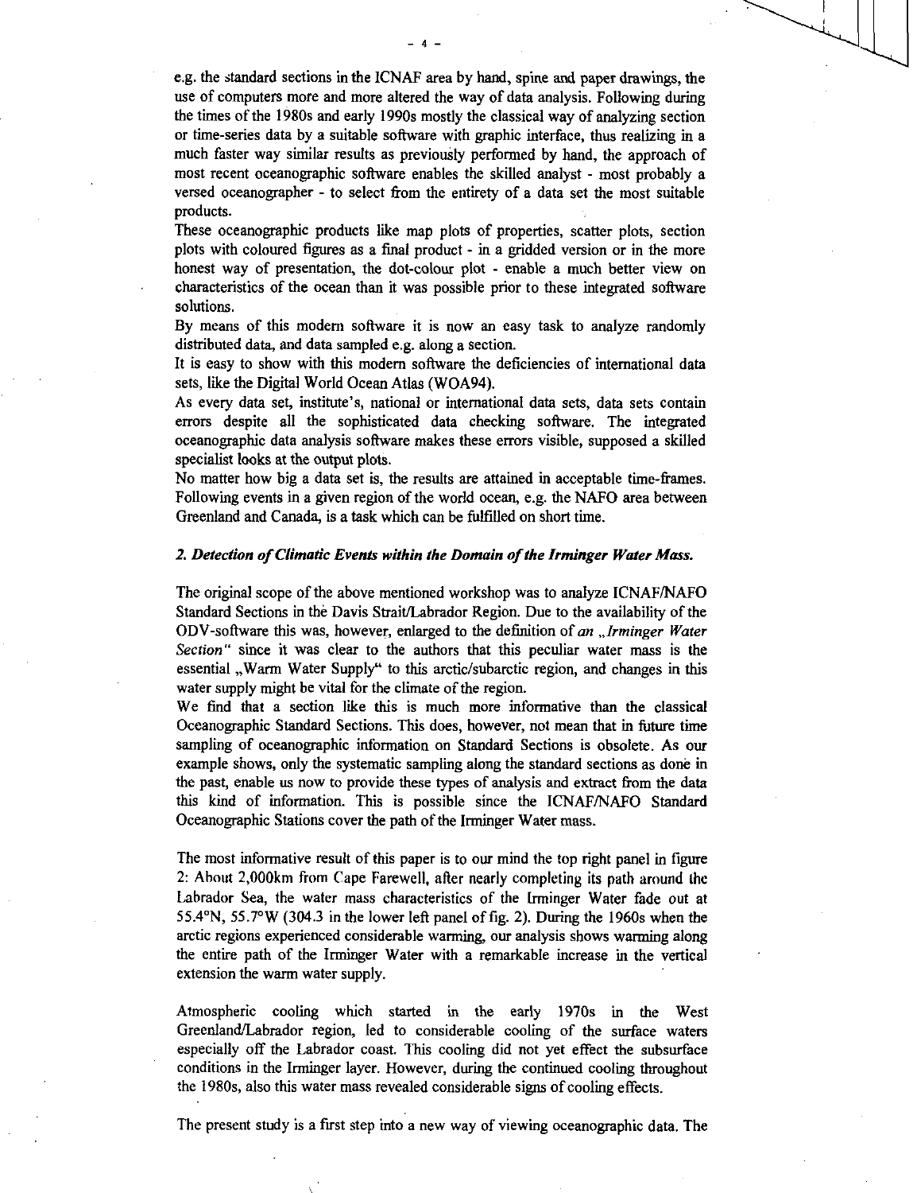e.g. the standard sections in the ICNAF area by hand, spine and paper drawings, the use of computers more and more altered the way of data analysis. Following during the times of the 1980s and early 1990s mostly the classical way of analyzing section or time-series data by a suitable software with graphic interface, thus realizing in a much faster way similar results as previously performed by hand, the approach of most recent oceanographic software enables the skilled analyst - most probably a versed oceanographer - to select from the entirety of a data set the most suitable products.

These oceanographic products like map plots of properties, scatter plots, section plots with coloured figures as a final product - in a gridded version or in the more honest way of presentation, the dot-colour plot - enable a much better view on characteristics of the ocean than it was possible prior to these integrated software solutions.

By means of this modern software it is now an easy task to analyze randomly distributed data, and data sampled e.g. along a section.

It is easy to show with this modern software the deficiencies of international data sets, like the Digital World Ocean Atlas (WOA94).

As every data set, institute's, national or international data sets, data sets contain errors despite all the sophisticated data checking software. The integrated oceanographic data analysis software makes these errors visible, supposed a skilled specialist looks at the output plots.

No matter how big a data set is, the results are attained in acceptable time-frames. Following events in a given region of the world ocean, e.g. the NAFO area between Greenland and Canada, is a task which can be fulfilled on short time.

### *2. Detection of Climatic Events within the Domain of the Irminger Water Mass.*

The original scope of the above mentioned workshop was to analyze ICNAF/NAFO Standard Sections in the Davis Strait/Labrador Region. Due to the availability of the ODV-software this was, however, enlarged to the definition of *an „Irminger Water Section"* since it was clear to the authors that this peculiar water mass is the essential „Warm Water Supply" to this arctic/subarctic region, and changes in this water supply might be vital for the climate of the region.

We find that a section like this is much more informative than the classical Oceanographic Standard Sections. This does, however, not mean that in future time sampling of oceanographic information on Standard Sections is obsolete. As our example shows, only the systematic sampling along the standard sections as done in the past, enable us now to provide these types of analysis and extract from the data this kind of information. This is possible since the ICNAF/NAFO Standard Oceanographic Stations cover the path of the Irminger Water mass.

The most informative result of this paper is to our mind the top right panel in figure 2: About 2,000km from Cape Farewell, after nearly completing its path around the Labrador Sea, the water mass characteristics of the Irminger Water fade out at 55.4°N, 55.7°W (304.3 in the lower left panel of fig. 2). During the 1960s when the arctic regions experienced considerable warming, our analysis shows warming along the entire path of the Irminger Water with a remarkable increase in the vertical extension the warm water supply.

Atmospheric cooling which started in the early 1970s in the West Greenland/Labrador region, led to considerable cooling of the surface waters especially off the Labrador coast. This cooling did not yet effect the subsurface conditions in the Irminger layer. However, during the continued cooling throughout the 1980s, also this water mass revealed considerable signs of cooling effects.

The present study is a first step into a new way of viewing oceanographic data. The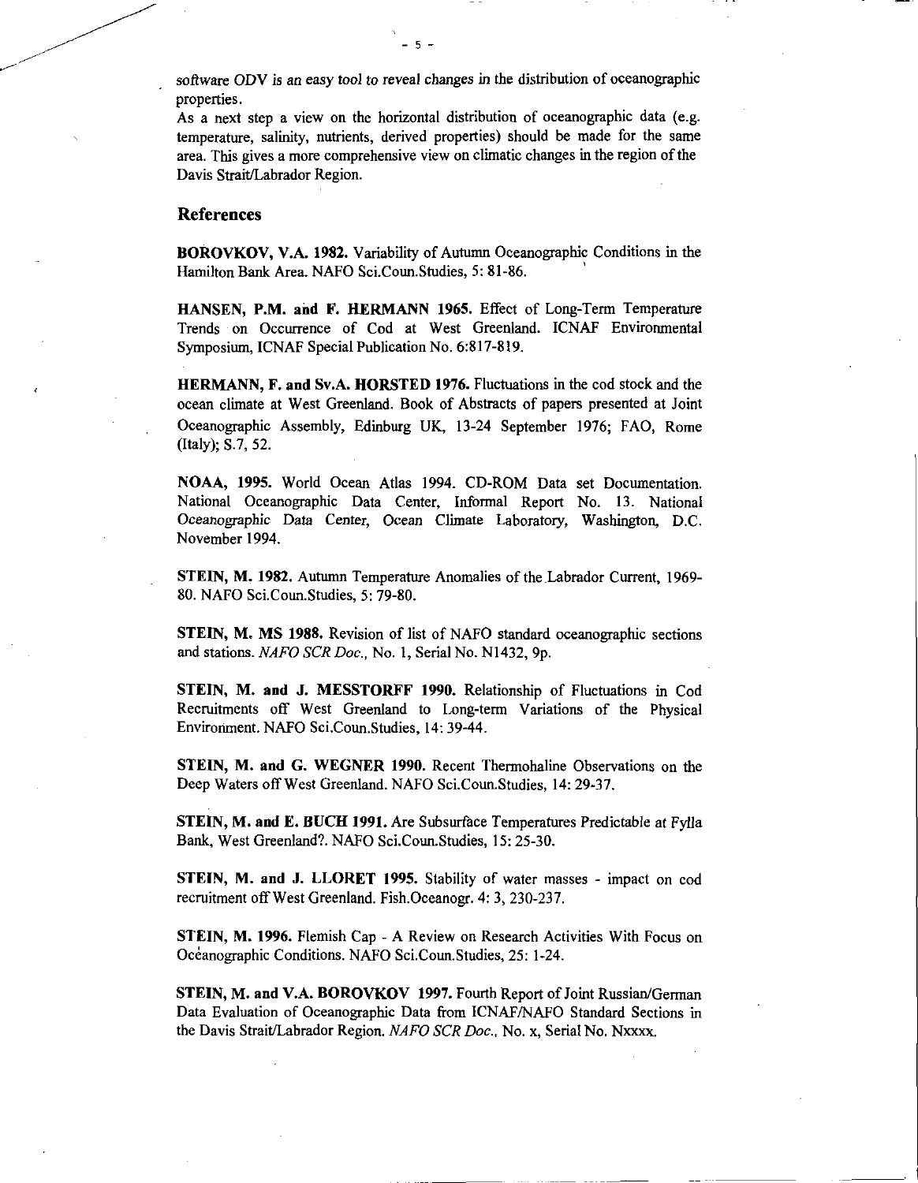software ODV is an easy tool to reveal changes in the distribution of oceanographic properties.

As a next step a view on the horizontal distribution of oceanographic data (e.g. temperature, salinity, nutrients, derived properties) should be made for the same area. This gives a more comprehensive view on climatic changes in the region of the Davis Strait/Labrador Region.

## References

**BOROVKOV, V.A. 1982.** Variability of Autumn Oceanographic Conditions in the Hamilton Bank Area. NAFO Sci.Coun.Studies, 5: 81-86.

**HANSEN, P.M. and F. HERMANN 1965.** Effect of Long-Term Temperature Trends on Occurrence of Cod at West Greenland. ICNAF Environmental Symposium, ICNAF Special Publication No. 6:817-819.

**HERMANN, F. and Sv.A. HORSTED 1976.** Fluctuations in the cod stock and the ocean climate at West Greenland. Book of Abstracts of papers presented at Joint Oceanographic Assembly, Edinburg UK, 13-24 September 1976; FAO, Rome (Italy); S.7, 52.

**NOAA, 1995.** World Ocean Atlas 1994. CD-ROM Data set Documentation. National Oceanographic Data Center, Informal Report No. 13. National Oceanographic Data Center, Ocean Climate Laboratory, Washington, D.C. November 1994.

**STEIN, M. 1982.** Autumn Temperature Anomalies of the Labrador Current, 1969-80. NAFO Sci.Coun.Studies, 5: 79-80.

**STEIN, M. MS 1988.** Revision of list of NAFO standard oceanographic sections and stations. *NAFO SCR Doc.*, No. 1, Serial No. N1432, 9p.

**STEIN, M. and J. MESSTORFF 1990.** Relationship of Fluctuations in Cod Recruitments off West Greenland to Long-term Variations of the Physical Environment. NAFO Sci.Coun.Studies, 14: 39-44.

**STEIN, M. and G. WEGNER 1990.** Recent Thermohaline Observations on the Deep Waters off West Greenland. NAFO Sci.Coun.Studies, 14: 29-37.

**STEIN, M. and E. BUCH 1991.** Are Subsurface Temperatures Predictable at Fylla Bank, West Greenland?. NAFO Sci.Coun.Studies, 15: 25-30.

**STEIN, M. and J. LLORET 1995.** Stability of water masses - impact on cod recruitment off West Greenland. Fish.Oceanogr. 4: 3, 230-237.

**STEIN, M. 1996.** Flemish Cap - A Review on Research Activities With Focus on Oceanographic Conditions. NAFO Sci.Coun.Studies, 25: 1-24.

**STEIN, M. and V.A. BOROVKOV 1997.** Fourth Report of Joint Russian/German Data Evaluation of Oceanographic Data from ICNAF/NAFO Standard Sections in the Davis Strait/Labrador Region. *NAFO SCR Doc.*, No. x, Serial No. Nxxxx.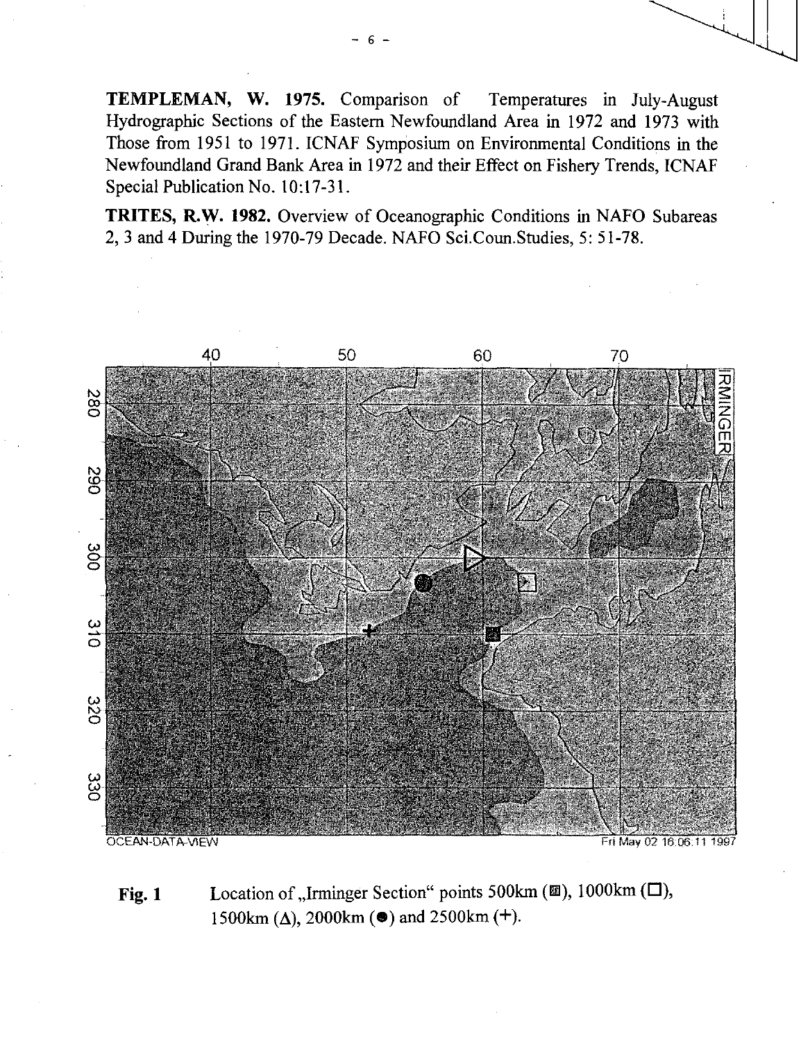**TEMPLEMAN, W. 1975.** Comparison of Temperatures in July-August Hydrographic Sections of the Eastern Newfoundland Area in 1972 and 1973 with Those from 1951 to 1971. ICNAF Symposium on Environmental Conditions in the Newfoundland Grand Bank Area in 1972 and their Effect on Fishery Trends, ICNAF Special Publication No. 10:17-31.

**TRITES, R.W. 1982.** Overview of Oceanographic Conditions in NAFO Subareas 2, 3 and 4 During the 1970-79 Decade. NAFO Sci.Coun.Studies, 5: 51-78.

**Fig. 1** Location of „Irminger Section" points 500km (■), 1000km (□), 1500km (Δ), 2000km (●) and 2500km (+).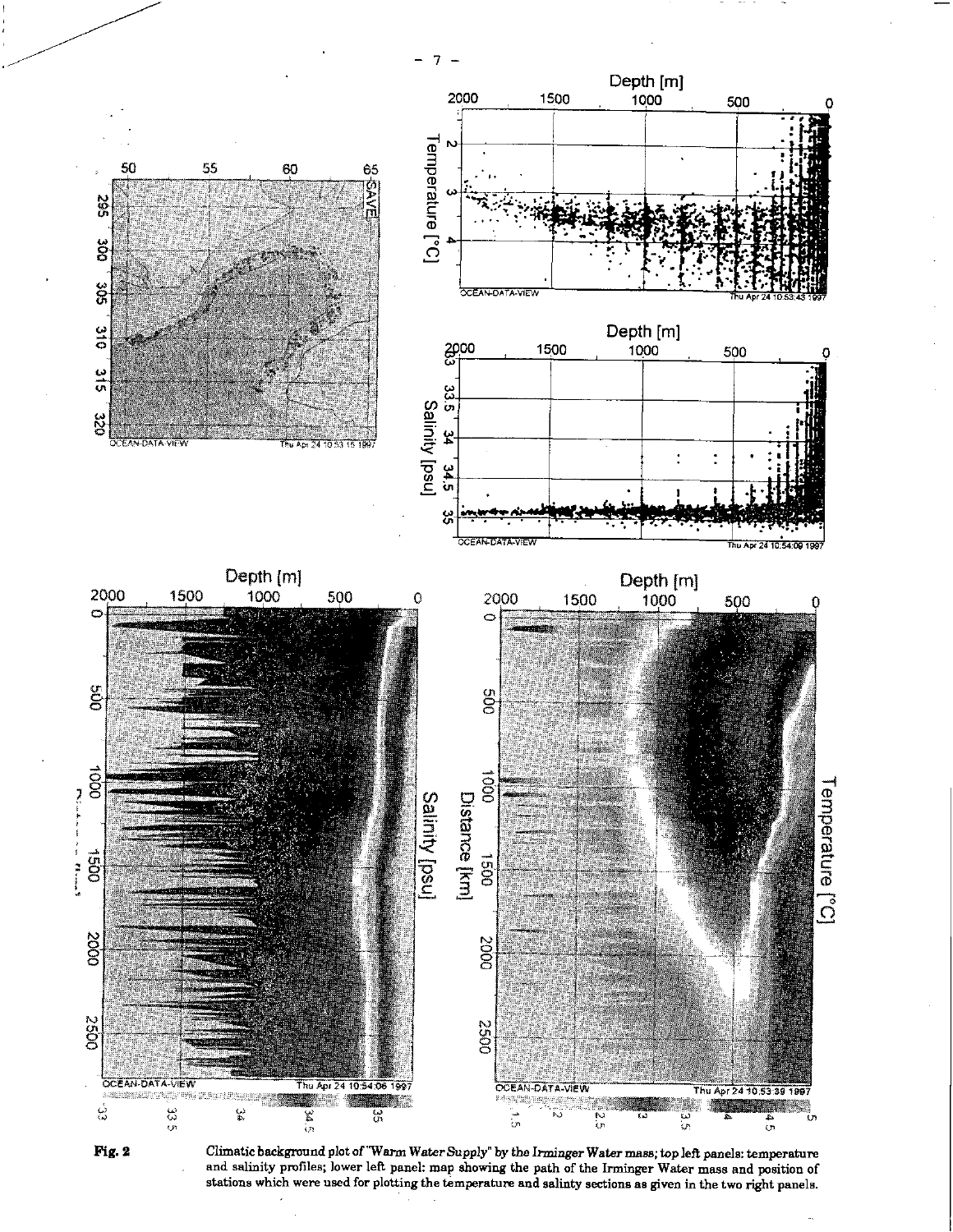**Fig. 2** Climatic background plot of "Warm Water Supply" by the Irminger Water mass; top left panels: temperature and salinity profiles; lower left panel: map showing the path of the Irminger Water mass and position of stations which were used for plotting the temperature and salinty sections as given in the two right panels.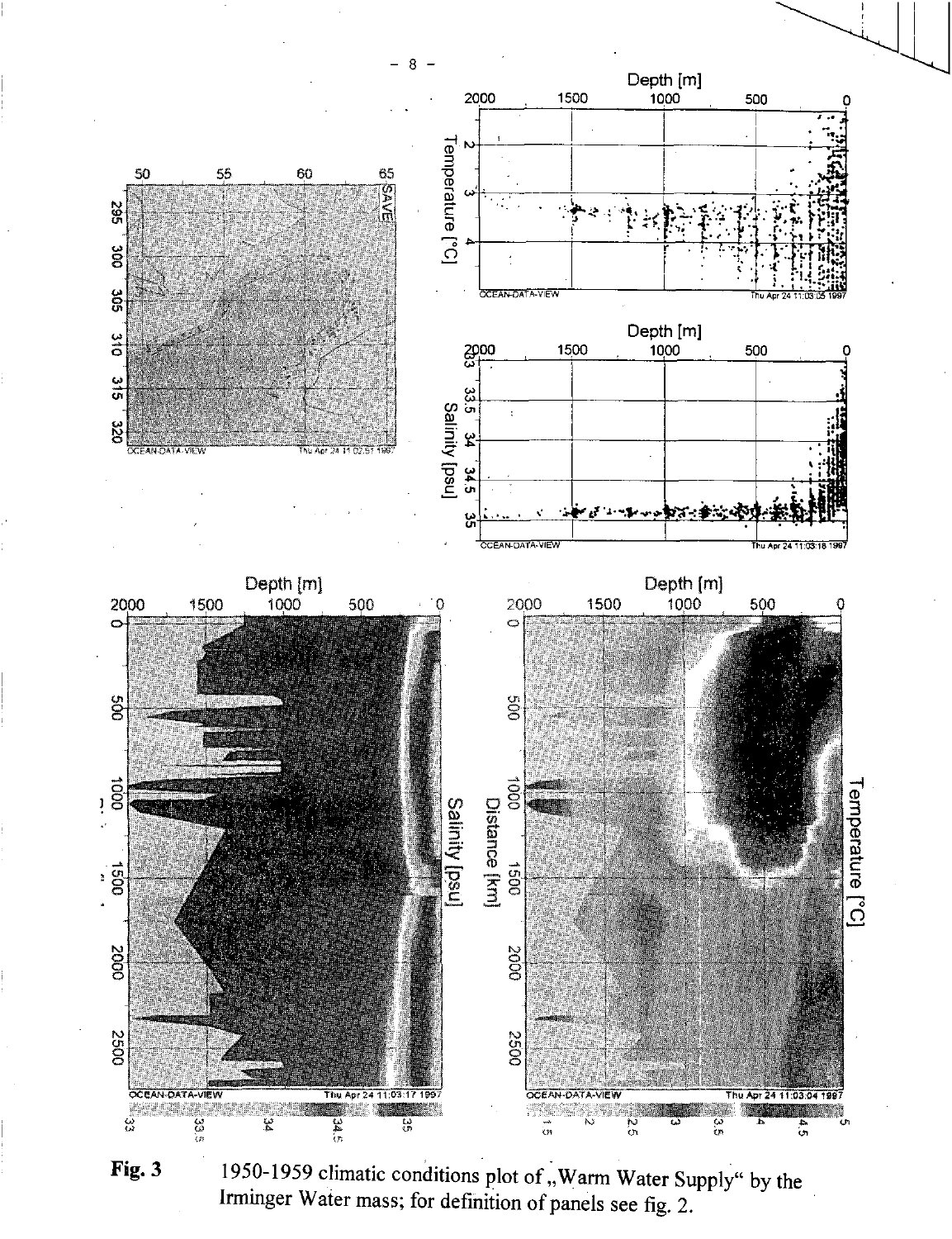**Fig. 3** 1950-1959 climatic conditions plot of „Warm Water Supply" by the Irminger Water mass; for definition of panels see fig. 2.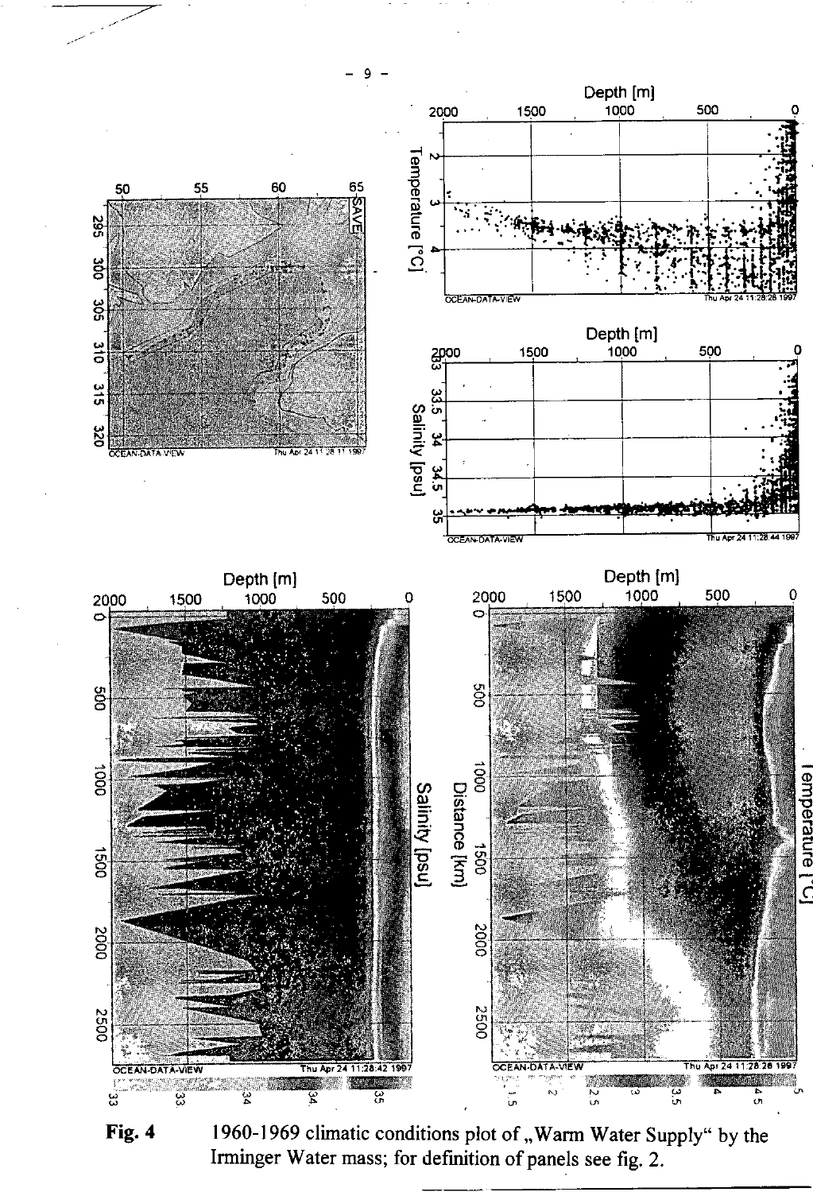**Fig. 4** 1960-1969 climatic conditions plot of „Warm Water Supply" by the Irminger Water mass; for definition of panels see fig. 2.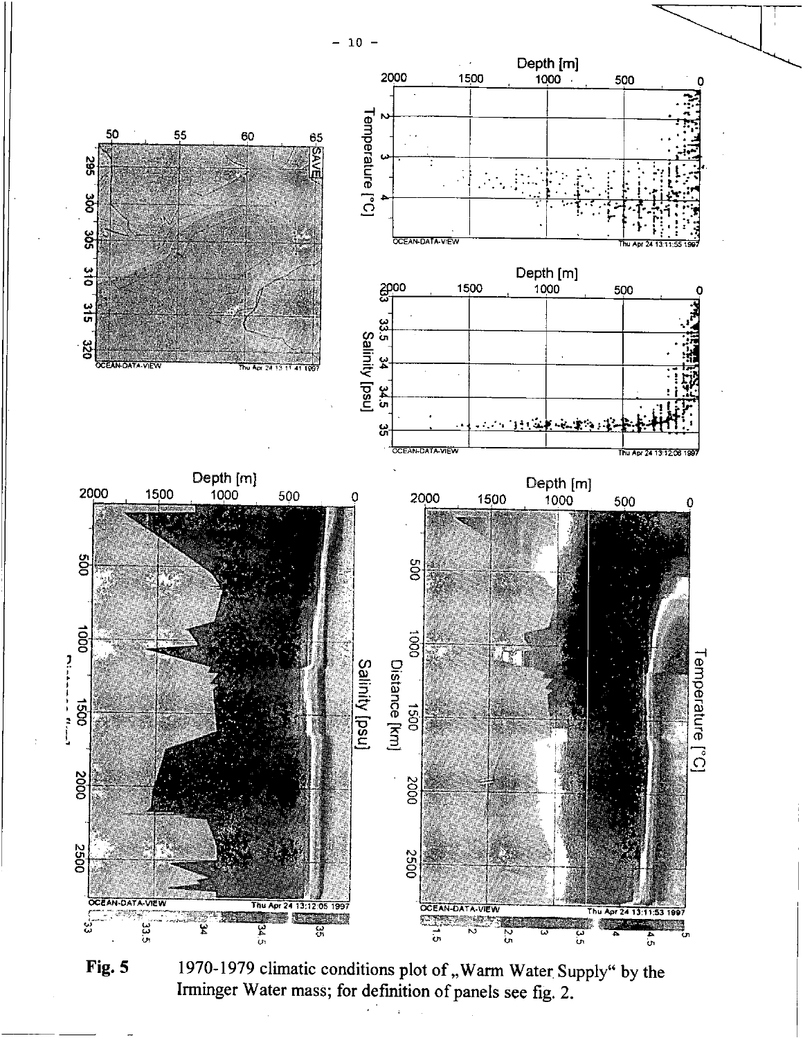**Fig. 5** 1970-1979 climatic conditions plot of „Warm Water Supply" by the Irminger Water mass; for definition of panels see fig. 2.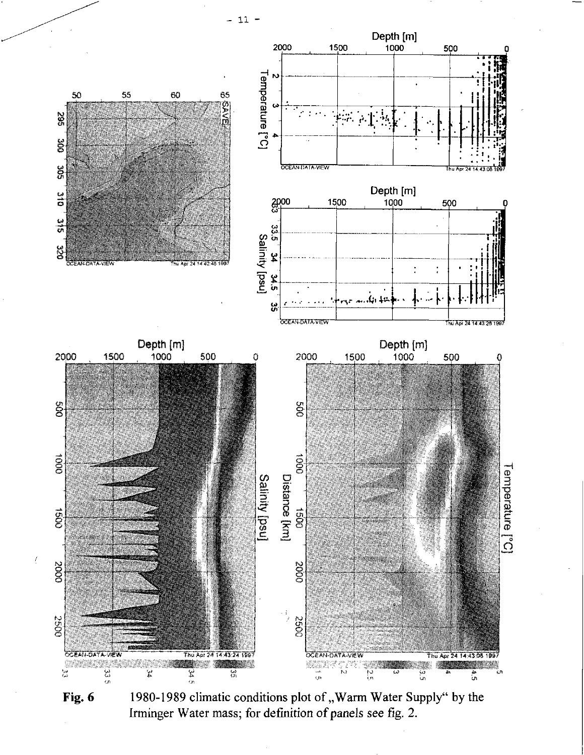Depth [m]

2000 1500 1000 500 0

Temperature [°C]

2 3 4

OCEAN-DATA-VIEW

Thu Apr 24 14:43:08 1997

50 55 60 65

SAVE

295 300 305 310 315 320

OCEAN-DATA-VIEW

Thu Apr 24 14:42:48 1997

Depth [m]

2000 1500 1000 500 0

Salinity [psu]

33 33.5 34 34.5 35

OCEAN-DATA-VIEW

Thu Apr 24 14:43:28 1997

Depth [m]

2000 1500 1000 500 0

500 1000 1500 2000 2500

Salinity [psu]

OCEAN-DATA-VIEW

Thu Apr 24 14:43:24 1997

33 33.5 34 34.5 35

Depth [m]

2000 1500 1000 500 0

Distance [km]

500 1000 1500 2000 2500

Temperature [°C]

OCEAN-DATA-VIEW

Thu Apr 24 14:43:08 1997

1.5 2 2.5 3 3.5 4 4.5 5

**Fig. 6** 1980-1989 climatic conditions plot of „Warm Water Supply“ by the Irminger Water mass; for definition of panels see fig. 2.